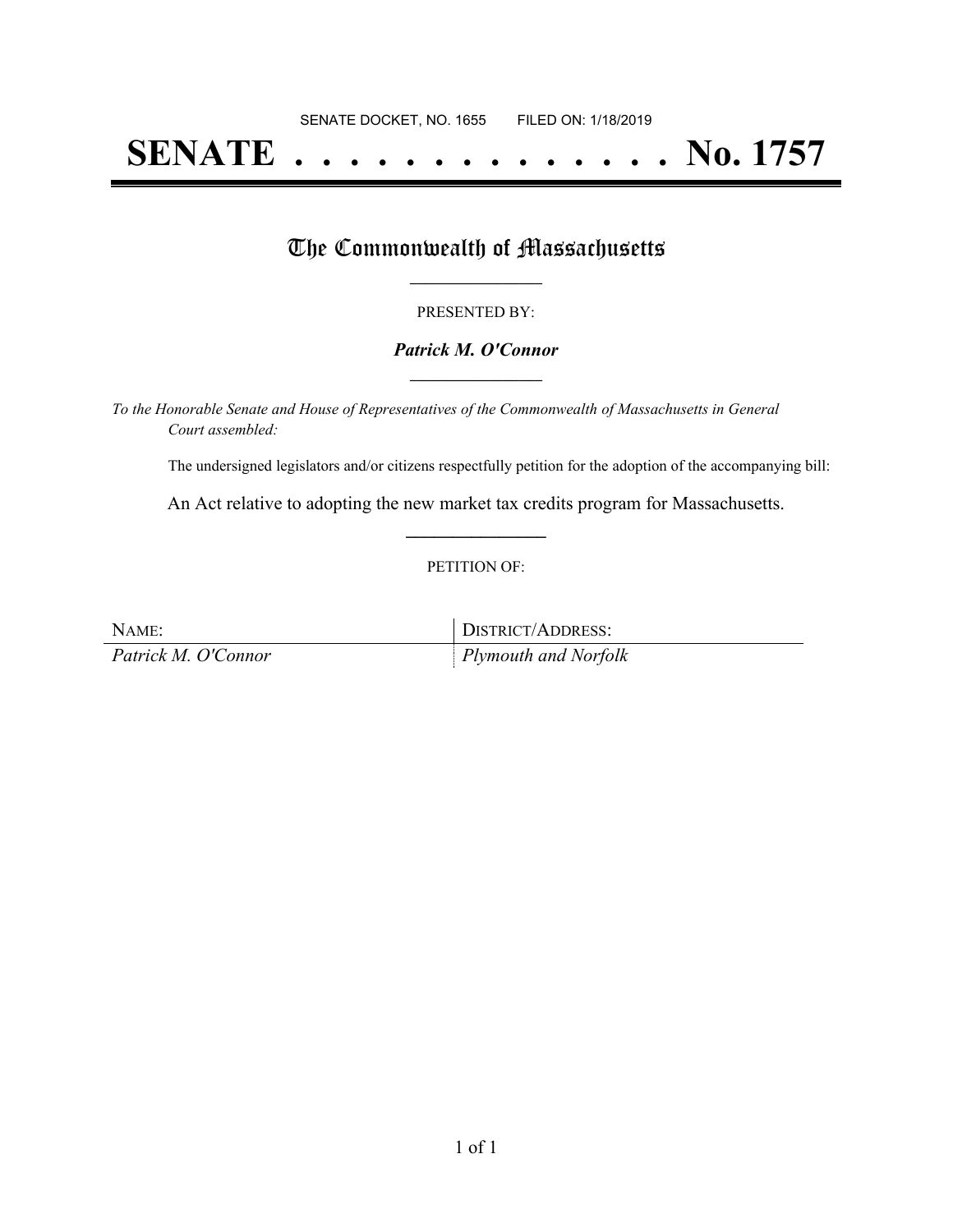SENATE DOCKET, NO. 1655 FILED ON: 1/18/2019

# SENATE . . . . . . . . . . . . . . No. 1757

## The Commonwealth of Massachusetts

PRESENTED BY:

***Patrick M. O'Connor***

*To the Honorable Senate and House of Representatives of the Commonwealth of Massachusetts in General Court assembled:*

The undersigned legislators and/or citizens respectfully petition for the adoption of the accompanying bill:

An Act relative to adopting the new market tax credits program for Massachusetts.

PETITION OF:

| NAME: | DISTRICT/ADDRESS: |
| --- | --- |
| *Patrick M. O'Connor* | *Plymouth and Norfolk* |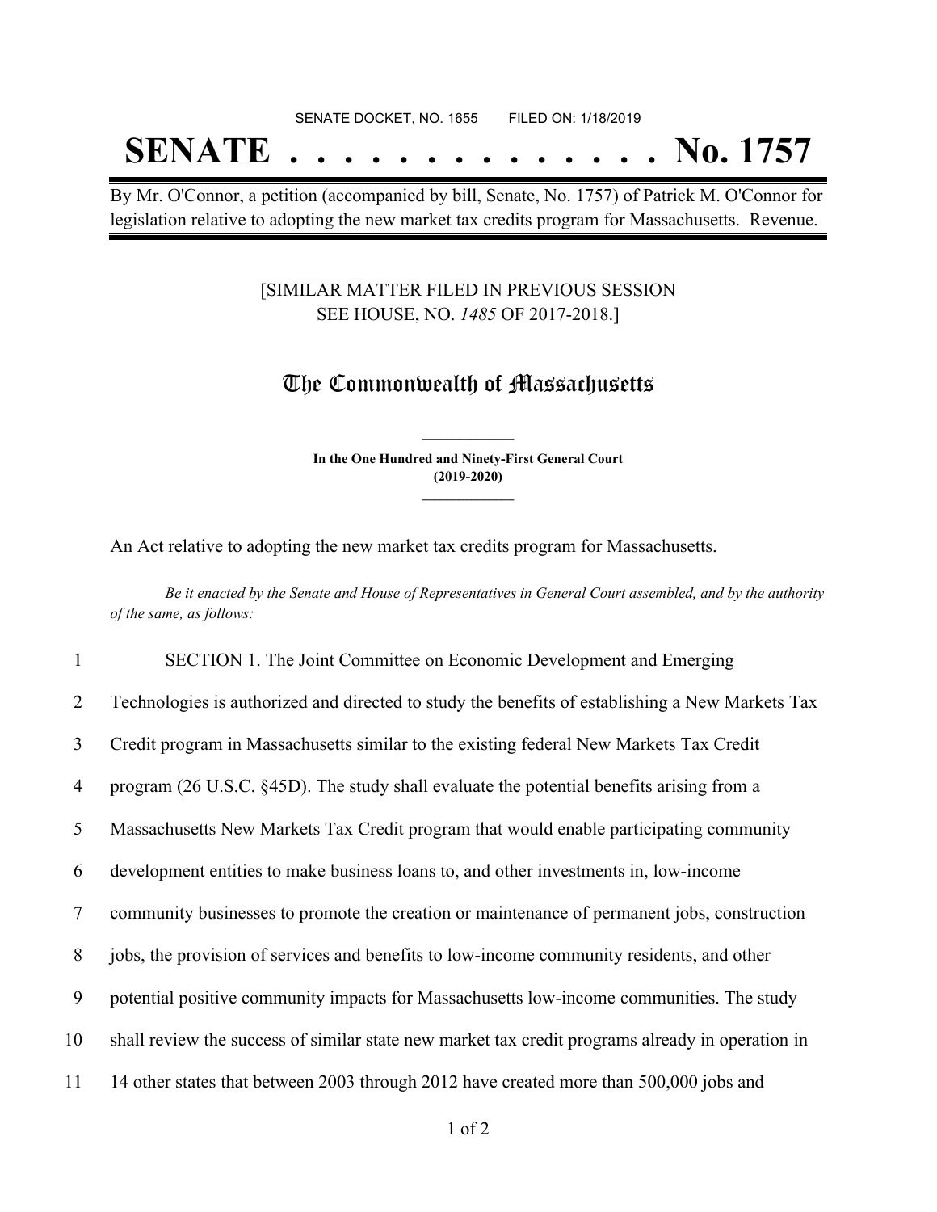SENATE DOCKET, NO. 1655 FILED ON: 1/18/2019

# SENATE . . . . . . . . . . . . . . No. 1757

By Mr. O'Connor, a petition (accompanied by bill, Senate, No. 1757) of Patrick M. O'Connor for legislation relative to adopting the new market tax credits program for Massachusetts. Revenue.

[SIMILAR MATTER FILED IN PREVIOUS SESSION
SEE HOUSE, NO. *1485* OF 2017-2018.]

## The Commonwealth of Massachusetts

**In the One Hundred and Ninety-First General Court**
**(2019-2020)**

An Act relative to adopting the new market tax credits program for Massachusetts.

*Be it enacted by the Senate and House of Representatives in General Court assembled, and by the authority of the same, as follows:*

1 SECTION 1. The Joint Committee on Economic Development and Emerging
2 Technologies is authorized and directed to study the benefits of establishing a New Markets Tax
3 Credit program in Massachusetts similar to the existing federal New Markets Tax Credit
4 program (26 U.S.C. §45D). The study shall evaluate the potential benefits arising from a
5 Massachusetts New Markets Tax Credit program that would enable participating community
6 development entities to make business loans to, and other investments in, low-income
7 community businesses to promote the creation or maintenance of permanent jobs, construction
8 jobs, the provision of services and benefits to low-income community residents, and other
9 potential positive community impacts for Massachusetts low-income communities. The study
10 shall review the success of similar state new market tax credit programs already in operation in
11 14 other states that between 2003 through 2012 have created more than 500,000 jobs and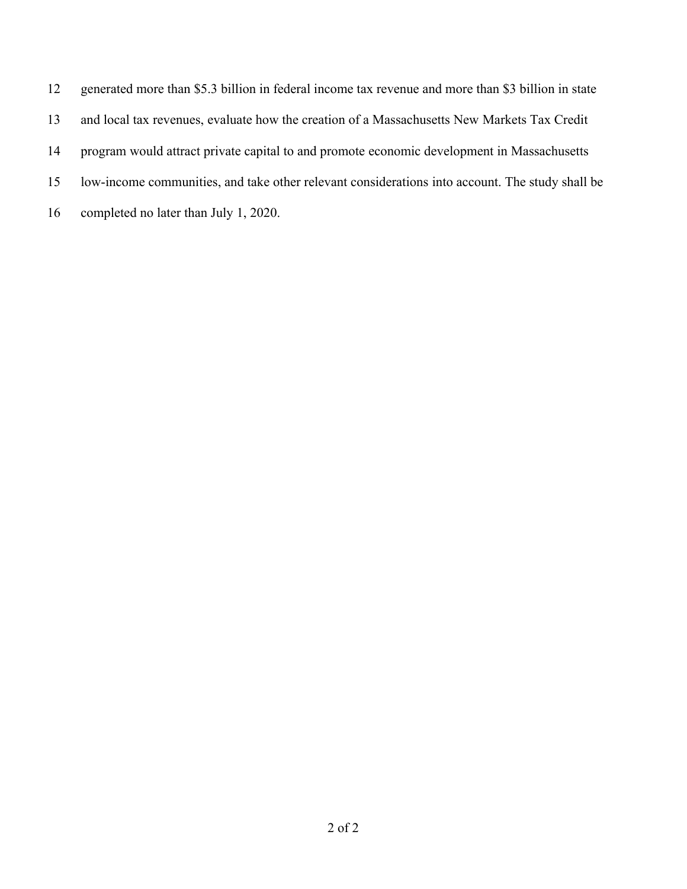generated more than $5.3 billion in federal income tax revenue and more than $3 billion in state and local tax revenues, evaluate how the creation of a Massachusetts New Markets Tax Credit program would attract private capital to and promote economic development in Massachusetts low-income communities, and take other relevant considerations into account. The study shall be completed no later than July 1, 2020.